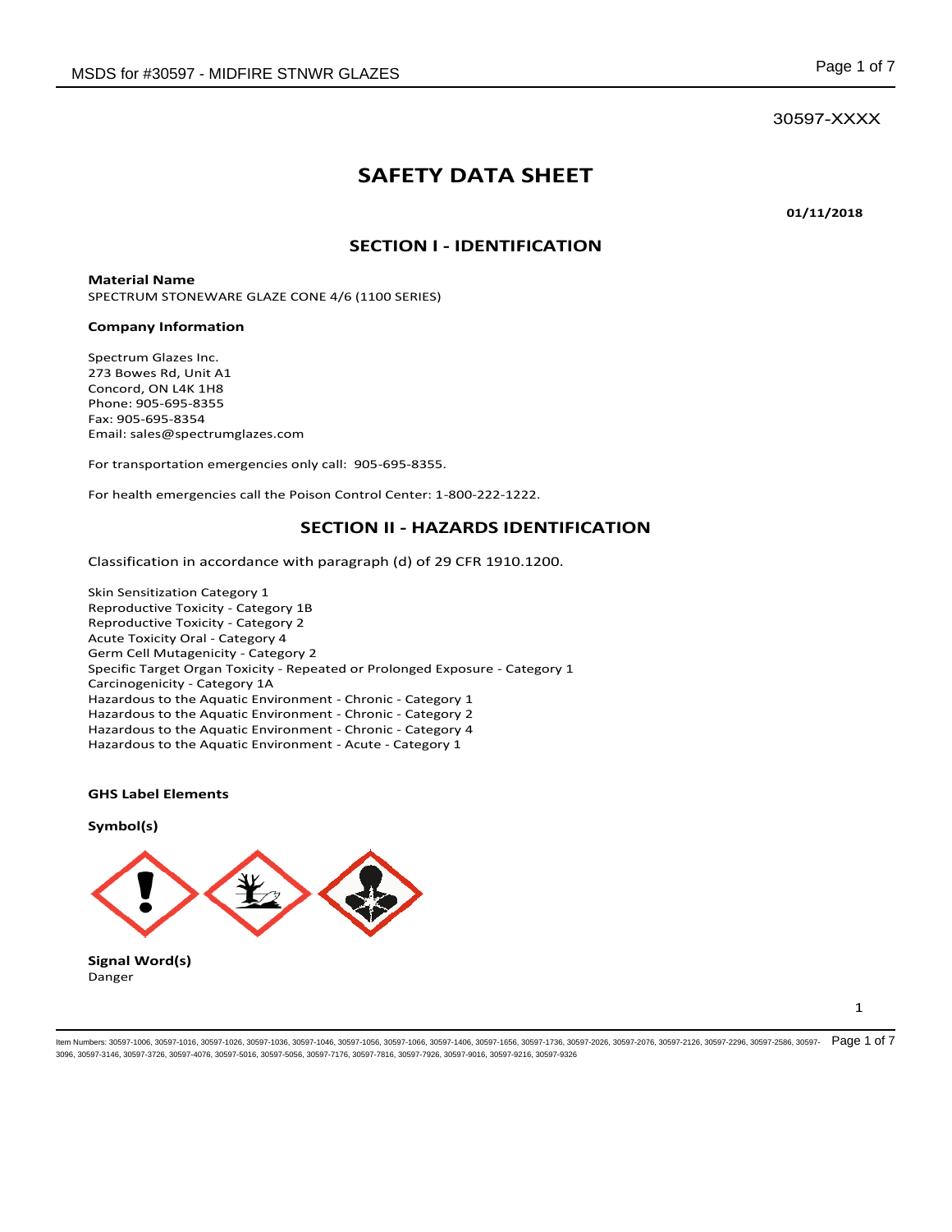30597-XXXX

# SAFETY DATA SHEET

**01/11/2018**

## SECTION I - IDENTIFICATION

**Material Name**
SPECTRUM STONEWARE GLAZE CONE 4/6 (1100 SERIES)

**Company Information**

Spectrum Glazes Inc.
273 Bowes Rd, Unit A1
Concord, ON L4K 1H8
Phone: 905-695-8355
Fax: 905-695-8354
Email: sales@spectrumglazes.com

For transportation emergencies only call: 905-695-8355.

For health emergencies call the Poison Control Center: 1-800-222-1222.

## SECTION II - HAZARDS IDENTIFICATION

Classification in accordance with paragraph (d) of 29 CFR 1910.1200.

Skin Sensitization Category 1
Reproductive Toxicity - Category 1B
Reproductive Toxicity - Category 2
Acute Toxicity Oral - Category 4
Germ Cell Mutagenicity - Category 2
Specific Target Organ Toxicity - Repeated or Prolonged Exposure - Category 1
Carcinogenicity - Category 1A
Hazardous to the Aquatic Environment - Chronic - Category 1
Hazardous to the Aquatic Environment - Chronic - Category 2
Hazardous to the Aquatic Environment - Chronic - Category 4
Hazardous to the Aquatic Environment - Acute - Category 1

**GHS Label Elements**

**Symbol(s)**

**Signal Word(s)**
Danger

Item Numbers: 30597-1006, 30597-1016, 30597-1026, 30597-1036, 30597-1046, 30597-1056, 30597-1066, 30597-1406, 30597-1656, 30597-1736, 30597-2026, 30597-2076, 30597-2126, 30597-2296, 30597-2586, 30597-3096, 30597-3146, 30597-3726, 30597-4076, 30597-5016, 30597-5056, 30597-7176, 30597-7816, 30597-7926, 30597-9016, 30597-9216, 30597-9326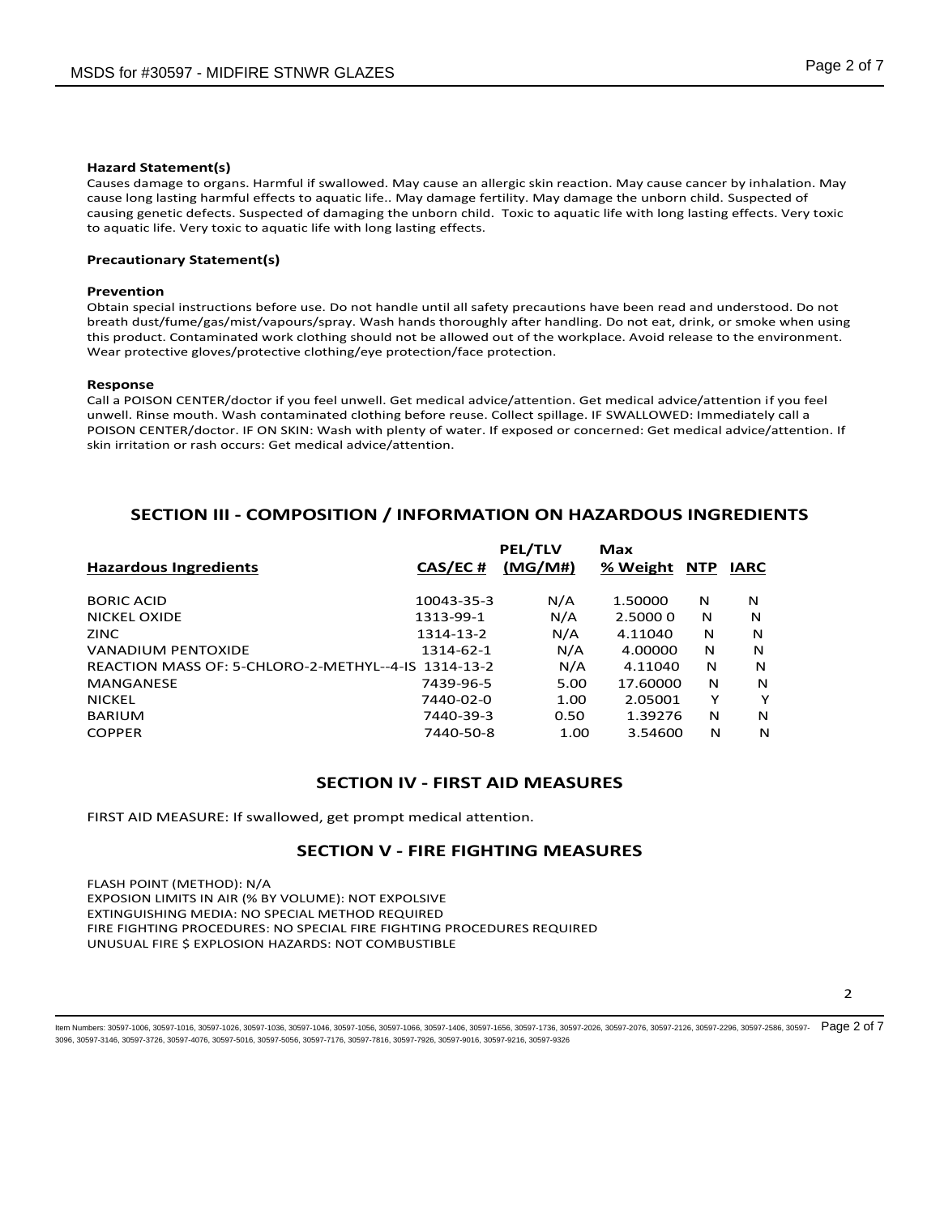**Hazard Statement(s)**

Causes damage to organs. Harmful if swallowed. May cause an allergic skin reaction. May cause cancer by inhalation. May cause long lasting harmful effects to aquatic life.. May damage fertility. May damage the unborn child. Suspected of causing genetic defects. Suspected of damaging the unborn child.  Toxic to aquatic life with long lasting effects. Very toxic to aquatic life. Very toxic to aquatic life with long lasting effects.

**Precautionary Statement(s)**

**Prevention**

Obtain special instructions before use. Do not handle until all safety precautions have been read and understood. Do not breath dust/fume/gas/mist/vapours/spray. Wash hands thoroughly after handling. Do not eat, drink, or smoke when using this product. Contaminated work clothing should not be allowed out of the workplace. Avoid release to the environment. Wear protective gloves/protective clothing/eye protection/face protection.

**Response**

Call a POISON CENTER/doctor if you feel unwell. Get medical advice/attention. Get medical advice/attention if you feel unwell. Rinse mouth. Wash contaminated clothing before reuse. Collect spillage. IF SWALLOWED: Immediately call a POISON CENTER/doctor. IF ON SKIN: Wash with plenty of water. If exposed or concerned: Get medical advice/attention. If skin irritation or rash occurs: Get medical advice/attention.

## SECTION III - COMPOSITION / INFORMATION ON HAZARDOUS INGREDIENTS

| Hazardous Ingredients | CAS/EC # | PEL/TLV (MG/M#) | Max % Weight | NTP | IARC |
|---|---|---|---|---|---|
| BORIC ACID | 10043-35-3 | N/A | 1.50000 | N | N |
| NICKEL OXIDE | 1313-99-1 | N/A | 2.5000 0 | N | N |
| ZINC | 1314-13-2 | N/A | 4.11040 | N | N |
| VANADIUM PENTOXIDE | 1314-62-1 | N/A | 4.00000 | N | N |
| REACTION MASS OF: 5-CHLORO-2-METHYL--4-IS | 1314-13-2 | N/A | 4.11040 | N | N |
| MANGANESE | 7439-96-5 | 5.00 | 17.60000 | N | N |
| NICKEL | 7440-02-0 | 1.00 | 2.05001 | Y | Y |
| BARIUM | 7440-39-3 | 0.50 | 1.39276 | N | N |
| COPPER | 7440-50-8 | 1.00 | 3.54600 | N | N |

## SECTION IV - FIRST AID MEASURES

FIRST AID MEASURE: If swallowed, get prompt medical attention.

## SECTION V - FIRE FIGHTING MEASURES

FLASH POINT (METHOD): N/A
EXPOSION LIMITS IN AIR (% BY VOLUME): NOT EXPOLSIVE
EXTINGUISHING MEDIA: NO SPECIAL METHOD REQUIRED
FIRE FIGHTING PROCEDURES: NO SPECIAL FIRE FIGHTING PROCEDURES REQUIRED
UNUSUAL FIRE $ EXPLOSION HAZARDS: NOT COMBUSTIBLE

Item Numbers: 30597-1006, 30597-1016, 30597-1026, 30597-1036, 30597-1046, 30597-1056, 30597-1066, 30597-1406, 30597-1656, 30597-1736, 30597-2026, 30597-2076, 30597-2126, 30597-2296, 30597-2586, 30597-3096, 30597-3146, 30597-3726, 30597-4076, 30597-5016, 30597-5056, 30597-7176, 30597-7816, 30597-7926, 30597-9016, 30597-9216, 30597-9326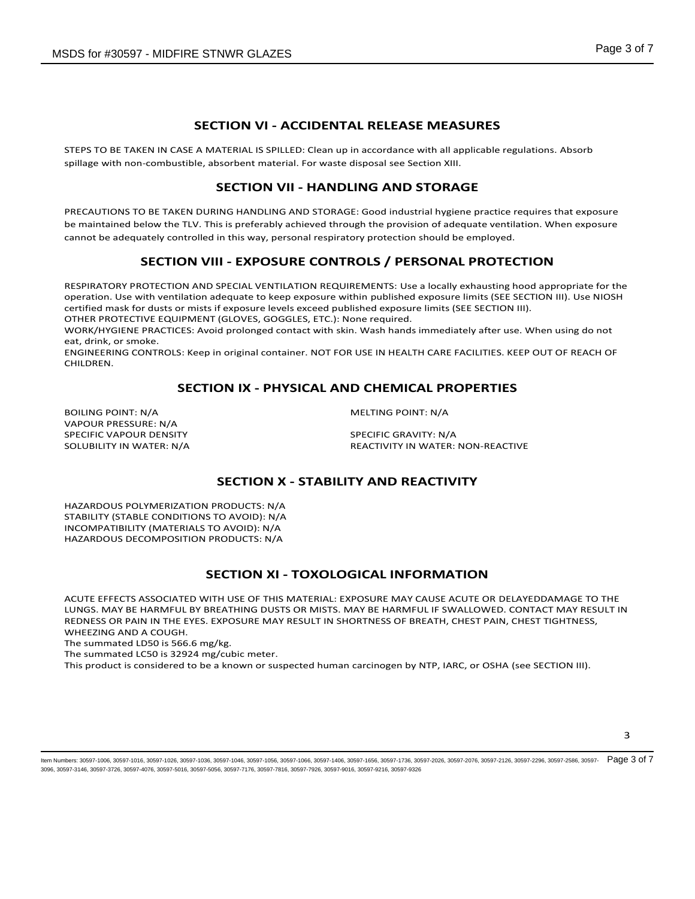## SECTION VI - ACCIDENTAL RELEASE MEASURES

STEPS TO BE TAKEN IN CASE A MATERIAL IS SPILLED: Clean up in accordance with all applicable regulations. Absorb spillage with non-combustible, absorbent material. For waste disposal see Section XIII.

## SECTION VII - HANDLING AND STORAGE

PRECAUTIONS TO BE TAKEN DURING HANDLING AND STORAGE: Good industrial hygiene practice requires that exposure be maintained below the TLV. This is preferably achieved through the provision of adequate ventilation. When exposure cannot be adequately controlled in this way, personal respiratory protection should be employed.

## SECTION VIII - EXPOSURE CONTROLS / PERSONAL PROTECTION

RESPIRATORY PROTECTION AND SPECIAL VENTILATION REQUIREMENTS: Use a locally exhausting hood appropriate for the operation. Use with ventilation adequate to keep exposure within published exposure limits (SEE SECTION III). Use NIOSH certified mask for dusts or mists if exposure levels exceed published exposure limits (SEE SECTION III).
OTHER PROTECTIVE EQUIPMENT (GLOVES, GOGGLES, ETC.): None required.
WORK/HYGIENE PRACTICES: Avoid prolonged contact with skin. Wash hands immediately after use. When using do not eat, drink, or smoke.
ENGINEERING CONTROLS: Keep in original container. NOT FOR USE IN HEALTH CARE FACILITIES. KEEP OUT OF REACH OF CHILDREN.

## SECTION IX - PHYSICAL AND CHEMICAL PROPERTIES

BOILING POINT: N/A
MELTING POINT: N/A
VAPOUR PRESSURE: N/A
SPECIFIC VAPOUR DENSITY
SPECIFIC GRAVITY: N/A
SOLUBILITY IN WATER: N/A
REACTIVITY IN WATER: NON-REACTIVE

## SECTION X - STABILITY AND REACTIVITY

HAZARDOUS POLYMERIZATION PRODUCTS: N/A
STABILITY (STABLE CONDITIONS TO AVOID): N/A
INCOMPATIBILITY (MATERIALS TO AVOID): N/A
HAZARDOUS DECOMPOSITION PRODUCTS: N/A

## SECTION XI - TOXOLOGICAL INFORMATION

ACUTE EFFECTS ASSOCIATED WITH USE OF THIS MATERIAL: EXPOSURE MAY CAUSE ACUTE OR DELAYEDDAMAGE TO THE LUNGS. MAY BE HARMFUL BY BREATHING DUSTS OR MISTS. MAY BE HARMFUL IF SWALLOWED. CONTACT MAY RESULT IN REDNESS OR PAIN IN THE EYES. EXPOSURE MAY RESULT IN SHORTNESS OF BREATH, CHEST PAIN, CHEST TIGHTNESS, WHEEZING AND A COUGH.
The summated LD50 is 566.6 mg/kg.
The summated LC50 is 32924 mg/cubic meter.
This product is considered to be a known or suspected human carcinogen by NTP, IARC, or OSHA (see SECTION III).

Item Numbers: 30597-1006, 30597-1016, 30597-1026, 30597-1036, 30597-1046, 30597-1056, 30597-1066, 30597-1406, 30597-1656, 30597-1736, 30597-2026, 30597-2076, 30597-2126, 30597-2296, 30597-2586, 30597-3096, 30597-3146, 30597-3726, 30597-4076, 30597-5016, 30597-5056, 30597-7176, 30597-7816, 30597-7926, 30597-9016, 30597-9216, 30597-9326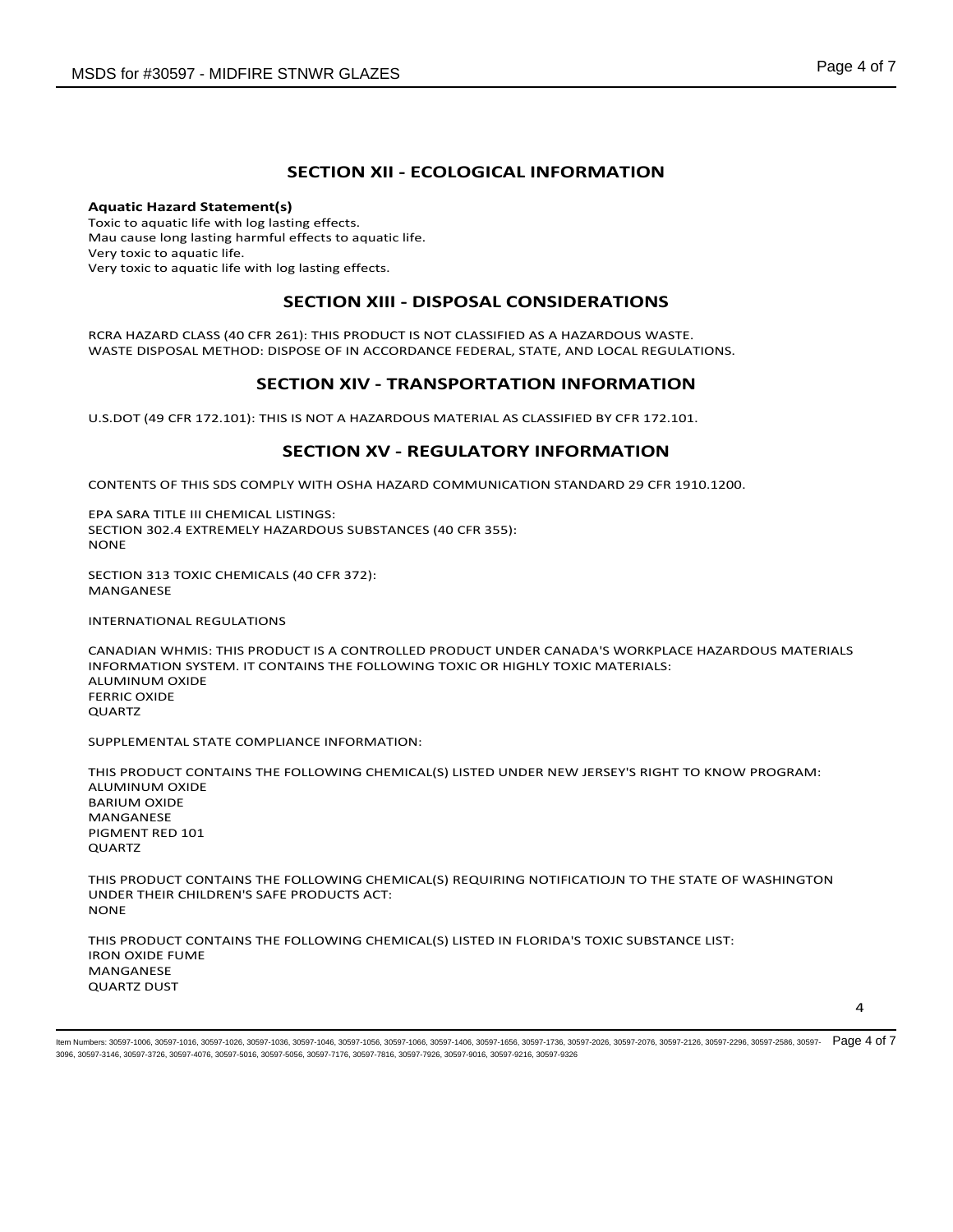## SECTION XII - ECOLOGICAL INFORMATION

**Aquatic Hazard Statement(s)**

Toxic to aquatic life with log lasting effects.
Mau cause long lasting harmful effects to aquatic life.
Very toxic to aquatic life.
Very toxic to aquatic life with log lasting effects.

## SECTION XIII - DISPOSAL CONSIDERATIONS

RCRA HAZARD CLASS (40 CFR 261): THIS PRODUCT IS NOT CLASSIFIED AS A HAZARDOUS WASTE.
WASTE DISPOSAL METHOD: DISPOSE OF IN ACCORDANCE FEDERAL, STATE, AND LOCAL REGULATIONS.

## SECTION XIV - TRANSPORTATION INFORMATION

U.S.DOT (49 CFR 172.101): THIS IS NOT A HAZARDOUS MATERIAL AS CLASSIFIED BY CFR 172.101.

## SECTION XV - REGULATORY INFORMATION

CONTENTS OF THIS SDS COMPLY WITH OSHA HAZARD COMMUNICATION STANDARD 29 CFR 1910.1200.

EPA SARA TITLE III CHEMICAL LISTINGS:
SECTION 302.4 EXTREMELY HAZARDOUS SUBSTANCES (40 CFR 355):
NONE

SECTION 313 TOXIC CHEMICALS (40 CFR 372):
MANGANESE

INTERNATIONAL REGULATIONS

CANADIAN WHMIS: THIS PRODUCT IS A CONTROLLED PRODUCT UNDER CANADA'S WORKPLACE HAZARDOUS MATERIALS INFORMATION SYSTEM. IT CONTAINS THE FOLLOWING TOXIC OR HIGHLY TOXIC MATERIALS:
ALUMINUM OXIDE
FERRIC OXIDE
QUARTZ

SUPPLEMENTAL STATE COMPLIANCE INFORMATION:

THIS PRODUCT CONTAINS THE FOLLOWING CHEMICAL(S) LISTED UNDER NEW JERSEY'S RIGHT TO KNOW PROGRAM:
ALUMINUM OXIDE
BARIUM OXIDE
MANGANESE
PIGMENT RED 101
QUARTZ

THIS PRODUCT CONTAINS THE FOLLOWING CHEMICAL(S) REQUIRING NOTIFICATIOJN TO THE STATE OF WASHINGTON UNDER THEIR CHILDREN'S SAFE PRODUCTS ACT:
NONE

THIS PRODUCT CONTAINS THE FOLLOWING CHEMICAL(S) LISTED IN FLORIDA'S TOXIC SUBSTANCE LIST:
IRON OXIDE FUME
MANGANESE
QUARTZ DUST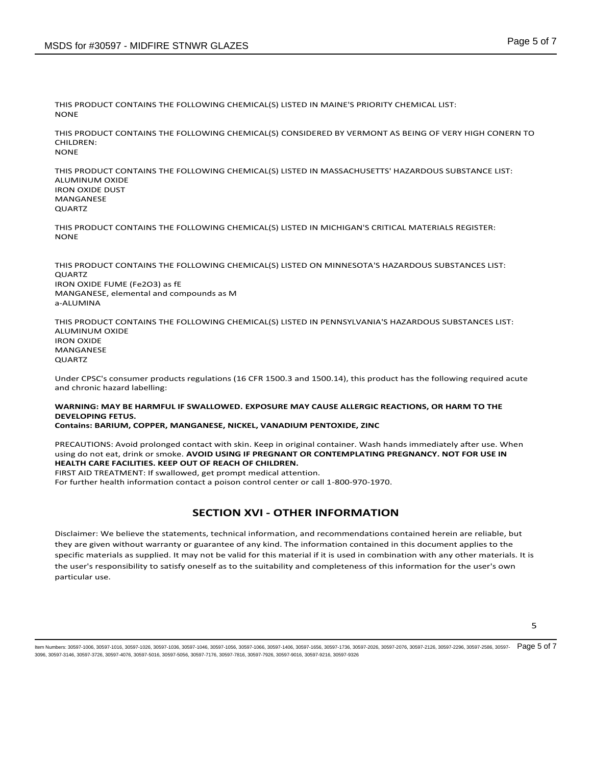THIS PRODUCT CONTAINS THE FOLLOWING CHEMICAL(S) LISTED IN MAINE'S PRIORITY CHEMICAL LIST:
NONE

THIS PRODUCT CONTAINS THE FOLLOWING CHEMICAL(S) CONSIDERED BY VERMONT AS BEING OF VERY HIGH CONERN TO CHILDREN:
NONE

THIS PRODUCT CONTAINS THE FOLLOWING CHEMICAL(S) LISTED IN MASSACHUSETTS' HAZARDOUS SUBSTANCE LIST:
ALUMINUM OXIDE
IRON OXIDE DUST
MANGANESE
QUARTZ

THIS PRODUCT CONTAINS THE FOLLOWING CHEMICAL(S) LISTED IN MICHIGAN'S CRITICAL MATERIALS REGISTER:
NONE

THIS PRODUCT CONTAINS THE FOLLOWING CHEMICAL(S) LISTED ON MINNESOTA'S HAZARDOUS SUBSTANCES LIST:
QUARTZ
IRON OXIDE FUME ($Fe_2O_3$) as fE
MANGANESE, elemental and compounds as M
a-ALUMINA

THIS PRODUCT CONTAINS THE FOLLOWING CHEMICAL(S) LISTED IN PENNSYLVANIA'S HAZARDOUS SUBSTANCES LIST:
ALUMINUM OXIDE
IRON OXIDE
MANGANESE
QUARTZ

Under CPSC's consumer products regulations (16 CFR 1500.3 and 1500.14), this product has the following required acute and chronic hazard labelling:

**WARNING: MAY BE HARMFUL IF SWALLOWED. EXPOSURE MAY CAUSE ALLERGIC REACTIONS, OR HARM TO THE DEVELOPING FETUS.**
**Contains: BARIUM, COPPER, MANGANESE, NICKEL, VANADIUM PENTOXIDE, ZINC**

PRECAUTIONS: Avoid prolonged contact with skin. Keep in original container. Wash hands immediately after use. When using do not eat, drink or smoke. **AVOID USING IF PREGNANT OR CONTEMPLATING PREGNANCY. NOT FOR USE IN HEALTH CARE FACILITIES. KEEP OUT OF REACH OF CHILDREN.**
FIRST AID TREATMENT: If swallowed, get prompt medical attention.
For further health information contact a poison control center or call 1-800-970-1970.

## SECTION XVI - OTHER INFORMATION

Disclaimer: We believe the statements, technical information, and recommendations contained herein are reliable, but they are given without warranty or guarantee of any kind. The information contained in this document applies to the specific materials as supplied. It may not be valid for this material if it is used in combination with any other materials. It is the user's responsibility to satisfy oneself as to the suitability and completeness of this information for the user's own particular use.

Item Numbers: 30597-1006, 30597-1016, 30597-1026, 30597-1036, 30597-1046, 30597-1056, 30597-1066, 30597-1406, 30597-1656, 30597-1736, 30597-2026, 30597-2076, 30597-2126, 30597-2296, 30597-2586, 30597-3096, 30597-3146, 30597-3726, 30597-4076, 30597-5016, 30597-5056, 30597-7176, 30597-7816, 30597-7926, 30597-9016, 30597-9216, 30597-9326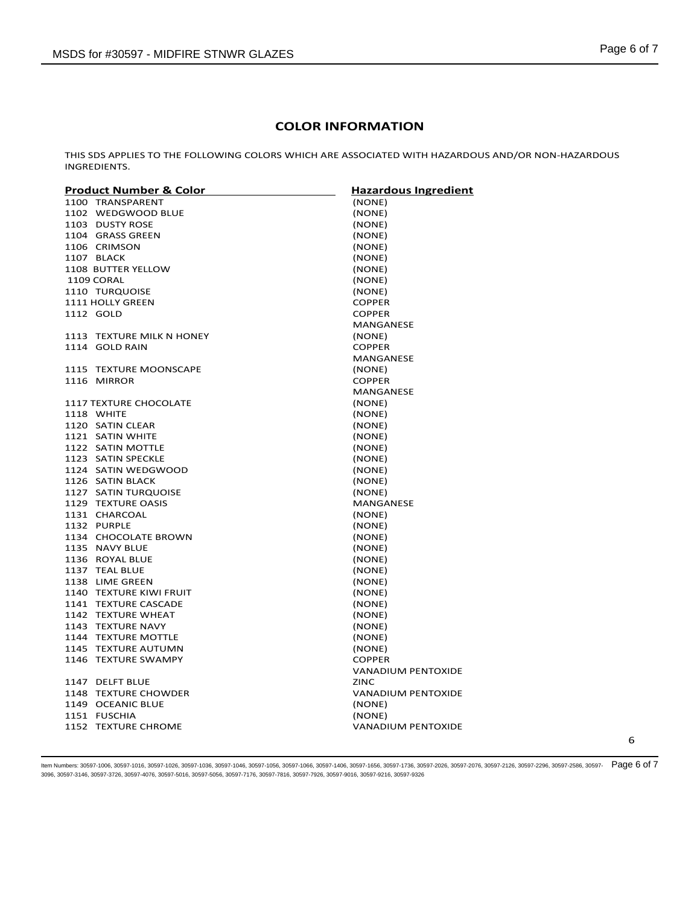## COLOR INFORMATION

THIS SDS APPLIES TO THE FOLLOWING COLORS WHICH ARE ASSOCIATED WITH HAZARDOUS AND/OR NON-HAZARDOUS INGREDIENTS.

| Product Number & Color | Hazardous Ingredient |
|---|---|
| 1100 TRANSPARENT | (NONE) |
| 1102 WEDGWOOD BLUE | (NONE) |
| 1103 DUSTY ROSE | (NONE) |
| 1104 GRASS GREEN | (NONE) |
| 1106 CRIMSON | (NONE) |
| 1107 BLACK | (NONE) |
| 1108 BUTTER YELLOW | (NONE) |
| 1109 CORAL | (NONE) |
| 1110 TURQUOISE | (NONE) |
| 1111 HOLLY GREEN | COPPER |
| 1112 GOLD | COPPER<br>MANGANESE |
| 1113 TEXTURE MILK N HONEY | (NONE) |
| 1114 GOLD RAIN | COPPER<br>MANGANESE |
| 1115 TEXTURE MOONSCAPE | (NONE) |
| 1116 MIRROR | COPPER<br>MANGANESE |
| 1117 TEXTURE CHOCOLATE | (NONE) |
| 1118 WHITE | (NONE) |
| 1120 SATIN CLEAR | (NONE) |
| 1121 SATIN WHITE | (NONE) |
| 1122 SATIN MOTTLE | (NONE) |
| 1123 SATIN SPECKLE | (NONE) |
| 1124 SATIN WEDGWOOD | (NONE) |
| 1126 SATIN BLACK | (NONE) |
| 1127 SATIN TURQUOISE | (NONE) |
| 1129 TEXTURE OASIS | MANGANESE |
| 1131 CHARCOAL | (NONE) |
| 1132 PURPLE | (NONE) |
| 1134 CHOCOLATE BROWN | (NONE) |
| 1135 NAVY BLUE | (NONE) |
| 1136 ROYAL BLUE | (NONE) |
| 1137 TEAL BLUE | (NONE) |
| 1138 LIME GREEN | (NONE) |
| 1140 TEXTURE KIWI FRUIT | (NONE) |
| 1141 TEXTURE CASCADE | (NONE) |
| 1142 TEXTURE WHEAT | (NONE) |
| 1143 TEXTURE NAVY | (NONE) |
| 1144 TEXTURE MOTTLE | (NONE) |
| 1145 TEXTURE AUTUMN | (NONE) |
| 1146 TEXTURE SWAMPY | COPPER<br>VANADIUM PENTOXIDE |
| 1147 DELFT BLUE | ZINC |
| 1148 TEXTURE CHOWDER | VANADIUM PENTOXIDE |
| 1149 OCEANIC BLUE | (NONE) |
| 1151 FUSCHIA | (NONE) |
| 1152 TEXTURE CHROME | VANADIUM PENTOXIDE |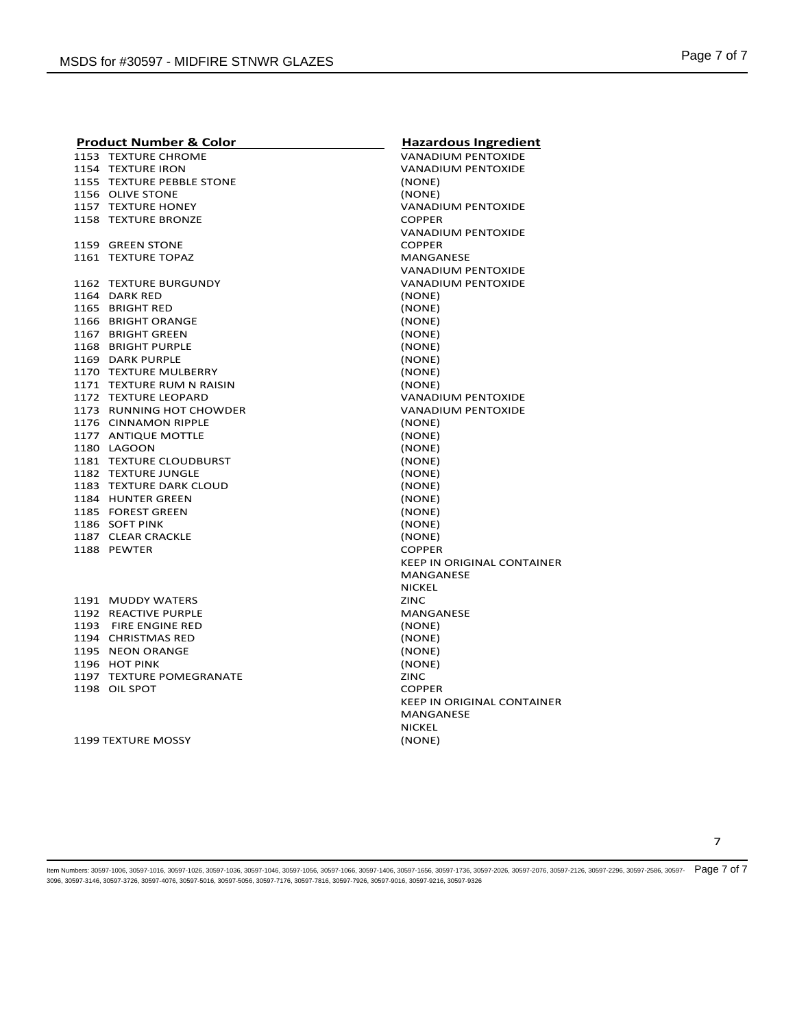| Product Number & Color | Hazardous Ingredient |
|---|---|
| 1153 TEXTURE CHROME | VANADIUM PENTOXIDE |
| 1154 TEXTURE IRON | VANADIUM PENTOXIDE |
| 1155 TEXTURE PEBBLE STONE | (NONE) |
| 1156 OLIVE STONE | (NONE) |
| 1157 TEXTURE HONEY | VANADIUM PENTOXIDE |
| 1158 TEXTURE BRONZE | COPPER<br>VANADIUM PENTOXIDE |
| 1159 GREEN STONE | COPPER |
| 1161 TEXTURE TOPAZ | MANGANESE<br>VANADIUM PENTOXIDE |
| 1162 TEXTURE BURGUNDY | VANADIUM PENTOXIDE |
| 1164 DARK RED | (NONE) |
| 1165 BRIGHT RED | (NONE) |
| 1166 BRIGHT ORANGE | (NONE) |
| 1167 BRIGHT GREEN | (NONE) |
| 1168 BRIGHT PURPLE | (NONE) |
| 1169 DARK PURPLE | (NONE) |
| 1170 TEXTURE MULBERRY | (NONE) |
| 1171 TEXTURE RUM N RAISIN | (NONE) |
| 1172 TEXTURE LEOPARD | VANADIUM PENTOXIDE |
| 1173 RUNNING HOT CHOWDER | VANADIUM PENTOXIDE |
| 1176 CINNAMON RIPPLE | (NONE) |
| 1177 ANTIQUE MOTTLE | (NONE) |
| 1180 LAGOON | (NONE) |
| 1181 TEXTURE CLOUDBURST | (NONE) |
| 1182 TEXTURE JUNGLE | (NONE) |
| 1183 TEXTURE DARK CLOUD | (NONE) |
| 1184 HUNTER GREEN | (NONE) |
| 1185 FOREST GREEN | (NONE) |
| 1186 SOFT PINK | (NONE) |
| 1187 CLEAR CRACKLE | (NONE) |
| 1188 PEWTER | COPPER<br>KEEP IN ORIGINAL CONTAINER<br>MANGANESE<br>NICKEL |
| 1191 MUDDY WATERS | ZINC |
| 1192 REACTIVE PURPLE | MANGANESE |
| 1193 FIRE ENGINE RED | (NONE) |
| 1194 CHRISTMAS RED | (NONE) |
| 1195 NEON ORANGE | (NONE) |
| 1196 HOT PINK | (NONE) |
| 1197 TEXTURE POMEGRANATE | ZINC |
| 1198 OIL SPOT | COPPER<br>KEEP IN ORIGINAL CONTAINER<br>MANGANESE<br>NICKEL |
| 1199 TEXTURE MOSSY | (NONE) |

Item Numbers: 30597-1006, 30597-1016, 30597-1026, 30597-1036, 30597-1046, 30597-1056, 30597-1066, 30597-1406, 30597-1656, 30597-1736, 30597-2026, 30597-2076, 30597-2126, 30597-2296, 30597-2586, 30597-3096, 30597-3146, 30597-3726, 30597-4076, 30597-5016, 30597-5056, 30597-7176, 30597-7816, 30597-7926, 30597-9016, 30597-9216, 30597-9326